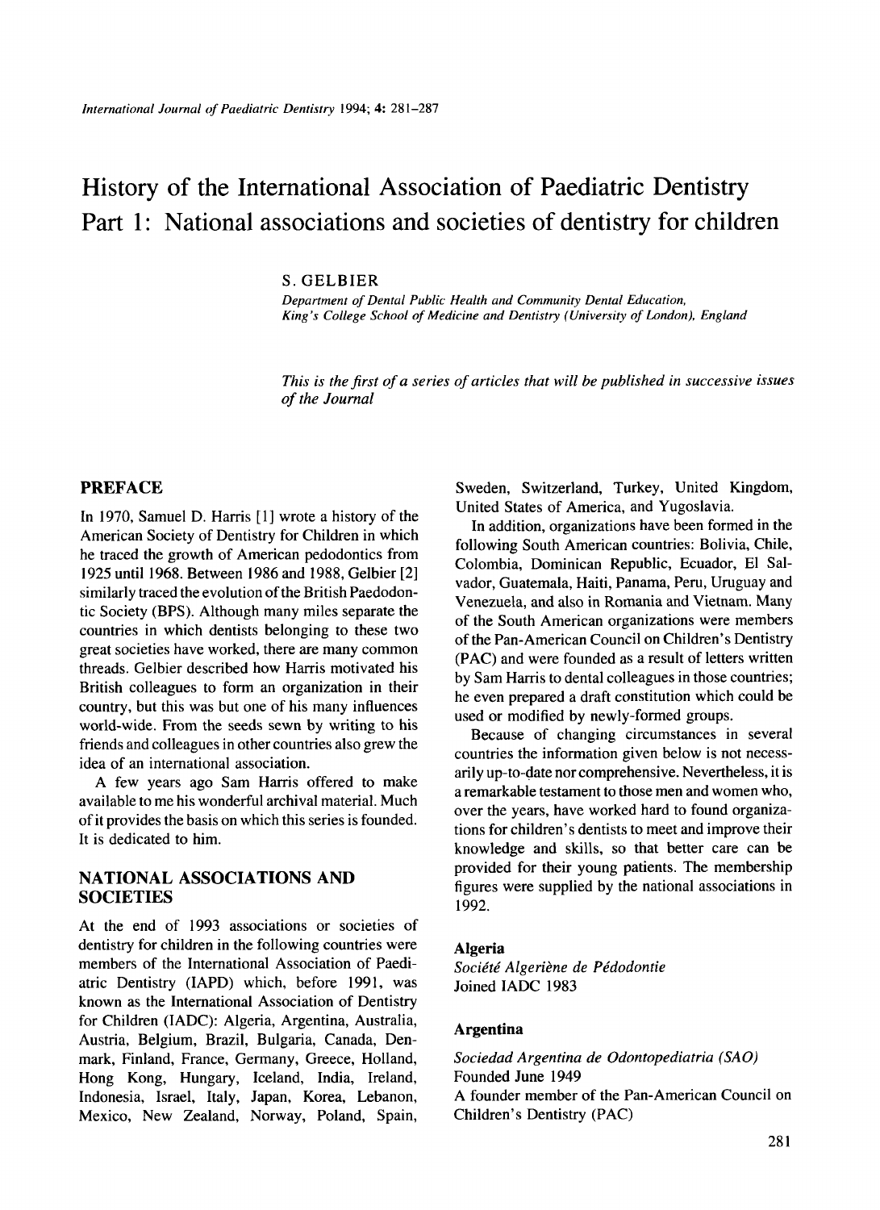# History of the International Association of Paediatric Dentistry Part 1: National associations and societies of dentistry for children

S. GELBIER

*Department of Dental Public Health and Community Dental Education, King's College School of Medicine and Dentistry (University of London), England*

*This is the first of a series of articles that will be published in successive issues of the Journal*

## PREFACE

In 1970, Samuel D. Harris [1] wrote a history of the American Society of Dentistry for Children in which he traced the growth of American pedodontics from 1925 until 1968. Between 1986 and 1988, Gelbier [2] similarly traced the evolution of the British Paedodontic Society (BPS). Although many miles separate the countries in which dentists belonging to these two great societies have worked, there are many common threads. Gelbier described how Harris motivated his British colleagues to form an organization in their country, but this was but one of his many influences world-wide. From the seeds sewn by writing to his friends and colleagues in other countries also grew the idea of an international association.

A few years ago Sam Harris offered to make available to me his wonderful archival material. Much of it provides the basis on which this series is founded. It is dedicated to him.

## NATIONAL ASSOCIATIONS AND SOCIETIES

At the end of 1993 associations or societies of dentistry for children in the following countries were members of the International Association of Paediatric Dentistry (IAPD) which, before 1991, was known as the International Association of Dentistry for Children (IADC): Algeria, Argentina, Australia, Austria, Belgium, Brazil, Bulgaria, Canada, Denmark, Finland, France, Germany, Greece, Holland, Hong Kong, Hungary, Iceland, India, Ireland, Indonesia, Israel, Italy, Japan, Korea, Lebanon, Mexico, New Zealand, Norway, Poland, Spain, Sweden, Switzerland, Turkey, United Kingdom, United States of America, and Yugoslavia.

In addition, organizations have been formed in the following South American countries: Bolivia, Chile, Colombia, Dominican Republic, Ecuador, El Salvador, Guatemala, Haiti, Panama, Peru, Uruguay and Venezuela, and also in Romania and Vietnam. Many of the South American organizations were members of the Pan-American Council on Children's Dentistry (PAC) and were founded as a result of letters written by Sam Harris to dental colleagues in those countries; he even prepared a draft constitution which could be used or modified by newly-formed groups.

Because of changing circumstances in several countries the information given below is not necessarily up-to-date nor comprehensive. Nevertheless, it is a remarkable testament to those men and women who, over the years, have worked hard to found organizations for children's dentists to meet and improve their knowledge and skills, so that better care can be provided for their young patients. The membership figures were supplied by the national associations in 1992.

### Algeria

*Société Algeriène de Pédodontie*
Joined IADC 1983

### Argentina

*Sociedad Argentina de Odontopediatria (SAO)*
Founded June 1949
A founder member of the Pan-American Council on Children's Dentistry (PAC)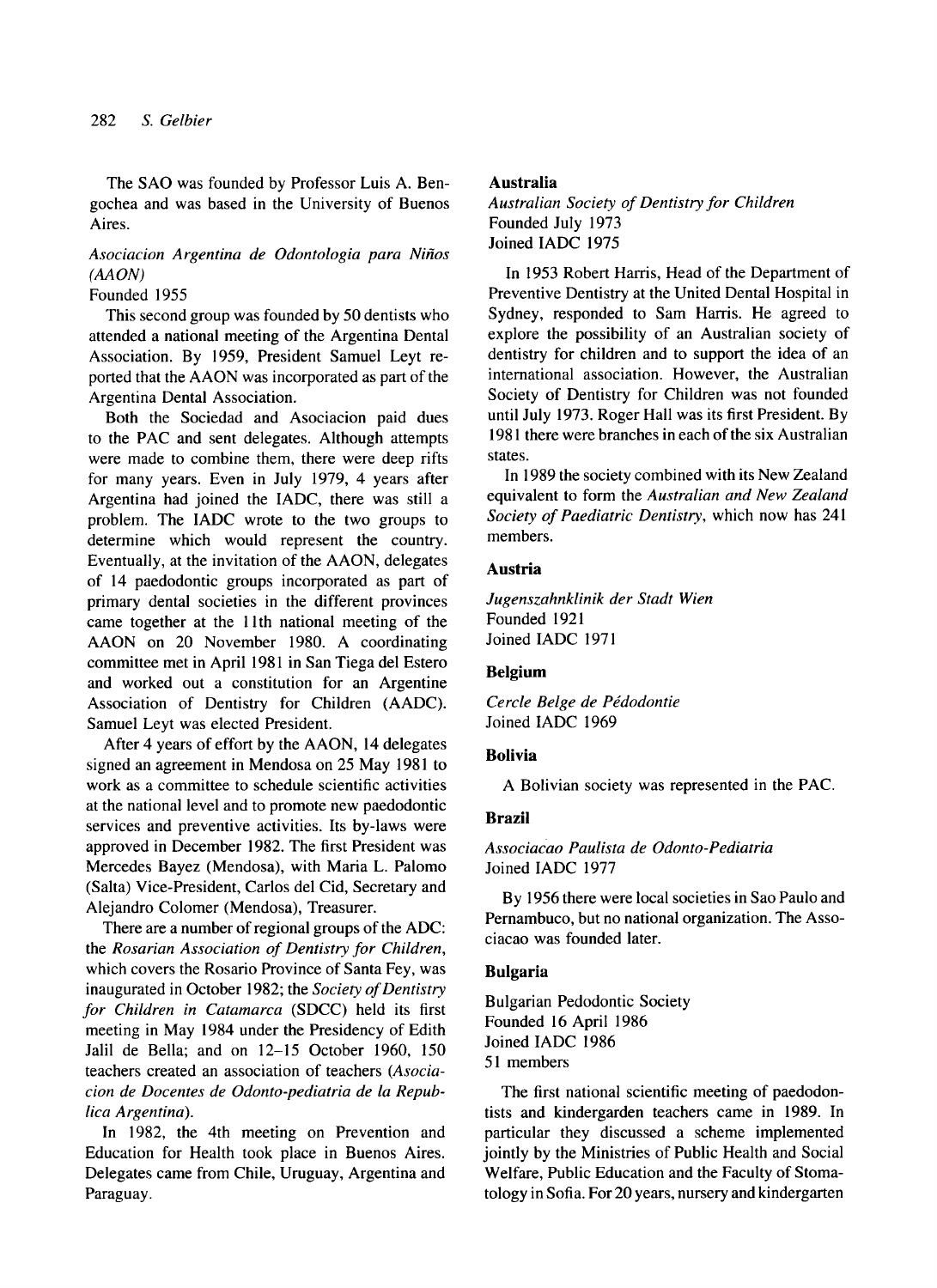The SAO was founded by Professor Luis A. Bengochea and was based in the University of Buenos Aires.

*Asociacion Argentina de Odontologia para Niños (AAON)*
Founded 1955

This second group was founded by 50 dentists who attended a national meeting of the Argentina Dental Association. By 1959, President Samuel Leyt reported that the AAON was incorporated as part of the Argentina Dental Association.

Both the Sociedad and Asociacion paid dues to the PAC and sent delegates. Although attempts were made to combine them, there were deep rifts for many years. Even in July 1979, 4 years after Argentina had joined the IADC, there was still a problem. The IADC wrote to the two groups to determine which would represent the country. Eventually, at the invitation of the AAON, delegates of 14 paedodontic groups incorporated as part of primary dental societies in the different provinces came together at the 11th national meeting of the AAON on 20 November 1980. A coordinating committee met in April 1981 in San Tiega del Estero and worked out a constitution for an Argentine Association of Dentistry for Children (AADC). Samuel Leyt was elected President.

After 4 years of effort by the AAON, 14 delegates signed an agreement in Mendosa on 25 May 1981 to work as a committee to schedule scientific activities at the national level and to promote new paedodontic services and preventive activities. Its by-laws were approved in December 1982. The first President was Mercedes Bayez (Mendosa), with Maria L. Palomo (Salta) Vice-President, Carlos del Cid, Secretary and Alejandro Colomer (Mendosa), Treasurer.

There are a number of regional groups of the ADC: the *Rosarian Association of Dentistry for Children*, which covers the Rosario Province of Santa Fey, was inaugurated in October 1982; the *Society of Dentistry for Children in Catamarca* (SDCC) held its first meeting in May 1984 under the Presidency of Edith Jalil de Bella; and on 12–15 October 1960, 150 teachers created an association of teachers (*Asociacion de Docentes de Odonto-pediatria de la Republica Argentina*).

In 1982, the 4th meeting on Prevention and Education for Health took place in Buenos Aires. Delegates came from Chile, Uruguay, Argentina and Paraguay.

### Australia

*Australian Society of Dentistry for Children*
Founded July 1973
Joined IADC 1975

In 1953 Robert Harris, Head of the Department of Preventive Dentistry at the United Dental Hospital in Sydney, responded to Sam Harris. He agreed to explore the possibility of an Australian society of dentistry for children and to support the idea of an international association. However, the Australian Society of Dentistry for Children was not founded until July 1973. Roger Hall was its first President. By 1981 there were branches in each of the six Australian states.

In 1989 the society combined with its New Zealand equivalent to form the *Australian and New Zealand Society of Paediatric Dentistry*, which now has 241 members.

### Austria

*Jugenszahnklinik der Stadt Wien*
Founded 1921
Joined IADC 1971

### Belgium

*Cercle Belge de Pédodontie*
Joined IADC 1969

### Bolivia

A Bolivian society was represented in the PAC.

### Brazil

*Associacao Paulista de Odonto-Pediatria*
Joined IADC 1977

By 1956 there were local societies in Sao Paulo and Pernambuco, but no national organization. The Associacao was founded later.

### Bulgaria

Bulgarian Pedodontic Society
Founded 16 April 1986
Joined IADC 1986
51 members

The first national scientific meeting of paedodontists and kindergarden teachers came in 1989. In particular they discussed a scheme implemented jointly by the Ministries of Public Health and Social Welfare, Public Education and the Faculty of Stomatology in Sofia. For 20 years, nursery and kindergarten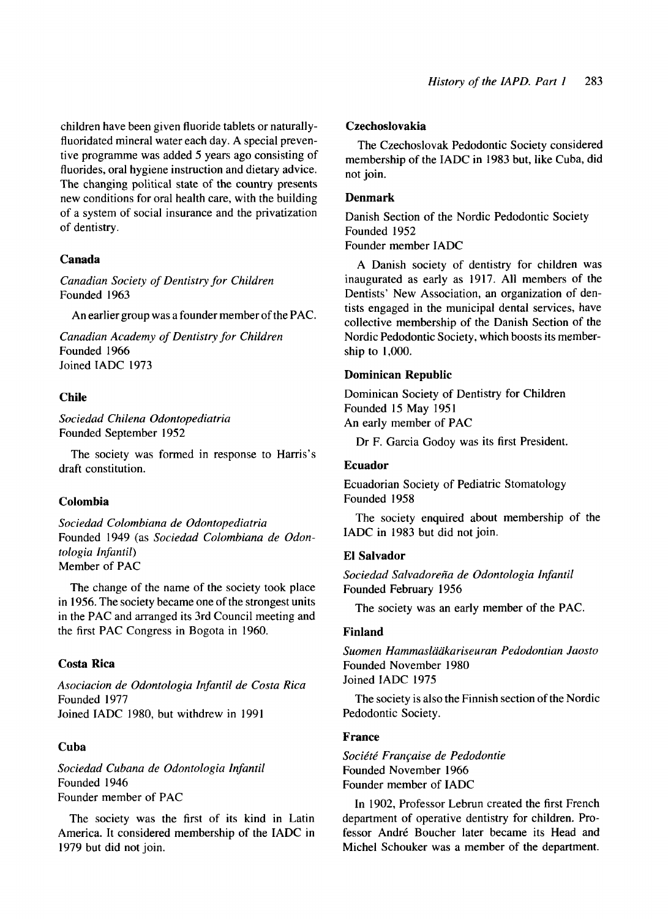children have been given fluoride tablets or naturally-fluoridated mineral water each day. A special preventive programme was added 5 years ago consisting of fluorides, oral hygiene instruction and dietary advice. The changing political state of the country presents new conditions for oral health care, with the building of a system of social insurance and the privatization of dentistry.

### Canada

*Canadian Society of Dentistry for Children*
Founded 1963

An earlier group was a founder member of the PAC.

*Canadian Academy of Dentistry for Children*
Founded 1966
Joined IADC 1973

### Chile

*Sociedad Chilena Odontopediatria*
Founded September 1952

The society was formed in response to Harris's draft constitution.

### Colombia

*Sociedad Colombiana de Odontopediatria*
Founded 1949 (as *Sociedad Colombiana de Odontologia Infantil*)
Member of PAC

The change of the name of the society took place in 1956. The society became one of the strongest units in the PAC and arranged its 3rd Council meeting and the first PAC Congress in Bogota in 1960.

### Costa Rica

*Asociacion de Odontologia Infantil de Costa Rica*
Founded 1977
Joined IADC 1980, but withdrew in 1991

### Cuba

*Sociedad Cubana de Odontologia Infantil*
Founded 1946
Founder member of PAC

The society was the first of its kind in Latin America. It considered membership of the IADC in 1979 but did not join.

### Czechoslovakia

The Czechoslovak Pedodontic Society considered membership of the IADC in 1983 but, like Cuba, did not join.

### Denmark

Danish Section of the Nordic Pedodontic Society
Founded 1952
Founder member IADC

A Danish society of dentistry for children was inaugurated as early as 1917. All members of the Dentists' New Association, an organization of dentists engaged in the municipal dental services, have collective membership of the Danish Section of the Nordic Pedodontic Society, which boosts its membership to 1,000.

### Dominican Republic

Dominican Society of Dentistry for Children
Founded 15 May 1951
An early member of PAC

Dr F. Garcia Godoy was its first President.

### Ecuador

Ecuadorian Society of Pediatric Stomatology
Founded 1958

The society enquired about membership of the IADC in 1983 but did not join.

### El Salvador

*Sociedad Salvadoreña de Odontologia Infantil*
Founded February 1956

The society was an early member of the PAC.

### Finland

*Suomen Hammaslääkariseuran Pedodontian Jaosto*
Founded November 1980
Joined IADC 1975

The society is also the Finnish section of the Nordic Pedodontic Society.

### France

*Société Française de Pedodontie*
Founded November 1966
Founder member of IADC

In 1902, Professor Lebrun created the first French department of operative dentistry for children. Professor André Boucher later became its Head and Michel Schouker was a member of the department.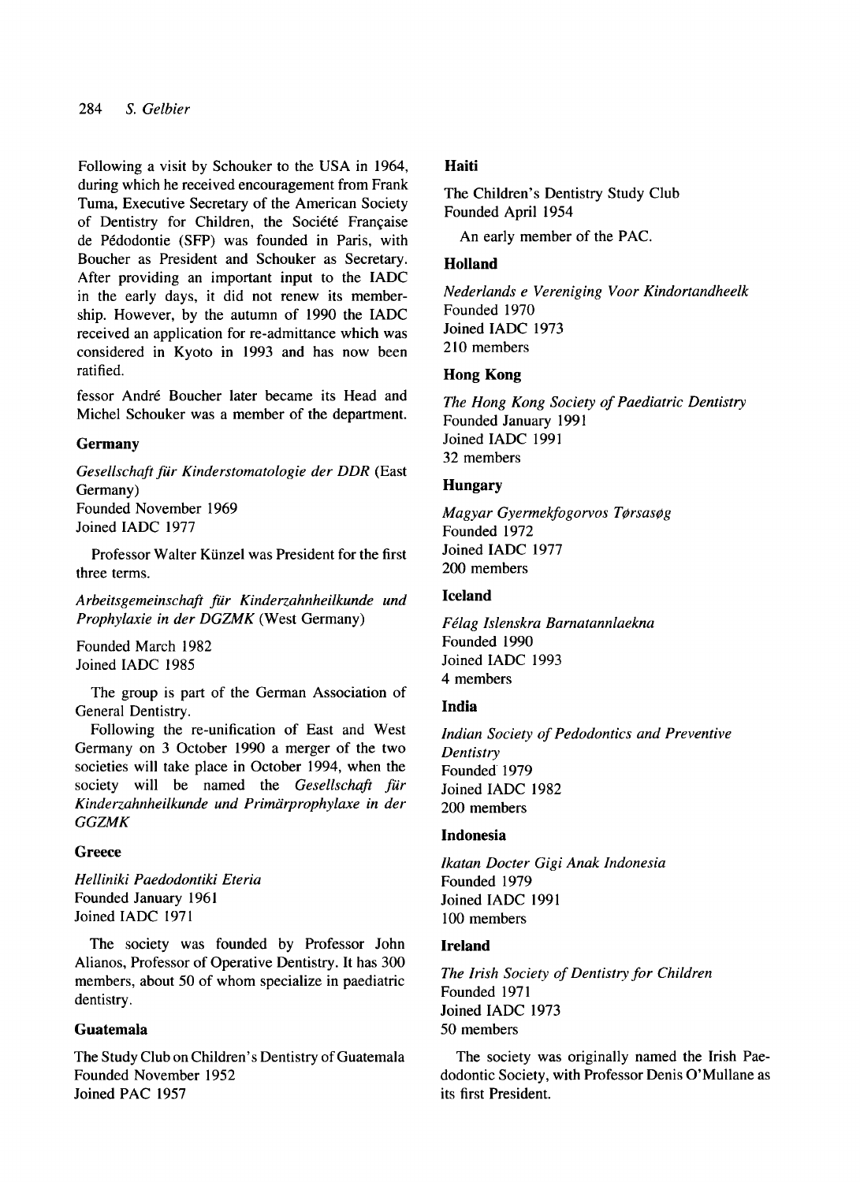Following a visit by Schouker to the USA in 1964, during which he received encouragement from Frank Tuma, Executive Secretary of the American Society of Dentistry for Children, the Société Française de Pédodontie (SFP) was founded in Paris, with Boucher as President and Schouker as Secretary. After providing an important input to the IADC in the early days, it did not renew its membership. However, by the autumn of 1990 the IADC received an application for re-admittance which was considered in Kyoto in 1993 and has now been ratified.

fessor André Boucher later became its Head and Michel Schouker was a member of the department.

### Germany

*Gesellschaft für Kinderstomatologie der DDR* (East Germany)
Founded November 1969
Joined IADC 1977

Professor Walter Künzel was President for the first three terms.

*Arbeitsgemeinschaft für Kinderzahnheilkunde und Prophylaxie in der DGZMK* (West Germany)

Founded March 1982
Joined IADC 1985

The group is part of the German Association of General Dentistry.

Following the re-unification of East and West Germany on 3 October 1990 a merger of the two societies will take place in October 1994, when the society will be named the *Gesellschaft für Kinderzahnheilkunde und Primärprophylaxe in der GGZMK*

### Greece

*Helliniki Paedodontiki Eteria*
Founded January 1961
Joined IADC 1971

The society was founded by Professor John Alianos, Professor of Operative Dentistry. It has 300 members, about 50 of whom specialize in paediatric dentistry.

### Guatemala

The Study Club on Children's Dentistry of Guatemala
Founded November 1952
Joined PAC 1957

### Haiti

The Children's Dentistry Study Club
Founded April 1954

An early member of the PAC.

### Holland

*Nederlands e Vereniging Voor Kindortandheelk*
Founded 1970
Joined IADC 1973
210 members

### Hong Kong

*The Hong Kong Society of Paediatric Dentistry*
Founded January 1991
Joined IADC 1991
32 members

### Hungary

*Magyar Gyermekfogorvos Tørsasøg*
Founded 1972
Joined IADC 1977
200 members

### Iceland

*Félag Islenskra Barnatannlaekna*
Founded 1990
Joined IADC 1993
4 members

### India

*Indian Society of Pedodontics and Preventive Dentistry*
Founded 1979
Joined IADC 1982
200 members

### Indonesia

*Ikatan Docter Gigi Anak Indonesia*
Founded 1979
Joined IADC 1991
100 members

### Ireland

*The Irish Society of Dentistry for Children*
Founded 1971
Joined IADC 1973
50 members

The society was originally named the Irish Paedodontic Society, with Professor Denis O'Mullane as its first President.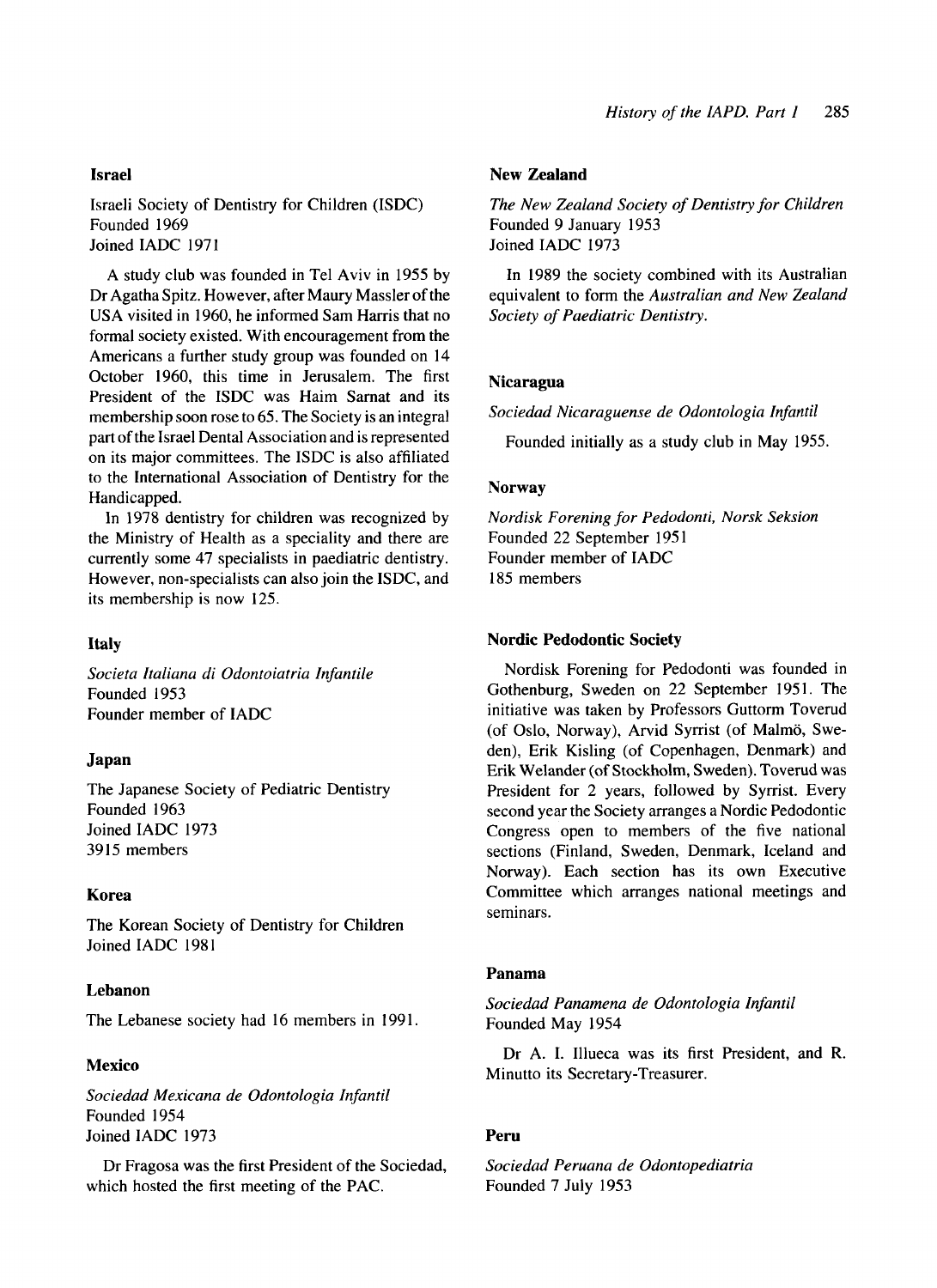### Israel

Israeli Society of Dentistry for Children (ISDC)
Founded 1969
Joined IADC 1971

A study club was founded in Tel Aviv in 1955 by Dr Agatha Spitz. However, after Maury Massler of the USA visited in 1960, he informed Sam Harris that no formal society existed. With encouragement from the Americans a further study group was founded on 14 October 1960, this time in Jerusalem. The first President of the ISDC was Haim Sarnat and its membership soon rose to 65. The Society is an integral part of the Israel Dental Association and is represented on its major committees. The ISDC is also affiliated to the International Association of Dentistry for the Handicapped.

In 1978 dentistry for children was recognized by the Ministry of Health as a speciality and there are currently some 47 specialists in paediatric dentistry. However, non-specialists can also join the ISDC, and its membership is now 125.

### Italy

*Societa Italiana di Odontoiatria Infantile*
Founded 1953
Founder member of IADC

### Japan

The Japanese Society of Pediatric Dentistry
Founded 1963
Joined IADC 1973
3915 members

### Korea

The Korean Society of Dentistry for Children
Joined IADC 1981

### Lebanon

The Lebanese society had 16 members in 1991.

### Mexico

*Sociedad Mexicana de Odontologia Infantil*
Founded 1954
Joined IADC 1973

Dr Fragosa was the first President of the Sociedad, which hosted the first meeting of the PAC.

### New Zealand

*The New Zealand Society of Dentistry for Children*
Founded 9 January 1953
Joined IADC 1973

In 1989 the society combined with its Australian equivalent to form the *Australian and New Zealand Society of Paediatric Dentistry.*

### Nicaragua

*Sociedad Nicaraguense de Odontologia Infantil*

Founded initially as a study club in May 1955.

### Norway

*Nordisk Forening for Pedodonti, Norsk Seksion*
Founded 22 September 1951
Founder member of IADC
185 members

### Nordic Pedodontic Society

Nordisk Forening for Pedodonti was founded in Gothenburg, Sweden on 22 September 1951. The initiative was taken by Professors Guttorm Toverud (of Oslo, Norway), Arvid Syrrist (of Malmö, Sweden), Erik Kisling (of Copenhagen, Denmark) and Erik Welander (of Stockholm, Sweden). Toverud was President for 2 years, followed by Syrrist. Every second year the Society arranges a Nordic Pedodontic Congress open to members of the five national sections (Finland, Sweden, Denmark, Iceland and Norway). Each section has its own Executive Committee which arranges national meetings and seminars.

### Panama

*Sociedad Panamena de Odontologia Infantil*
Founded May 1954

Dr A. I. Illueca was its first President, and R. Minutto its Secretary-Treasurer.

### Peru

*Sociedad Peruana de Odontopediatria*
Founded 7 July 1953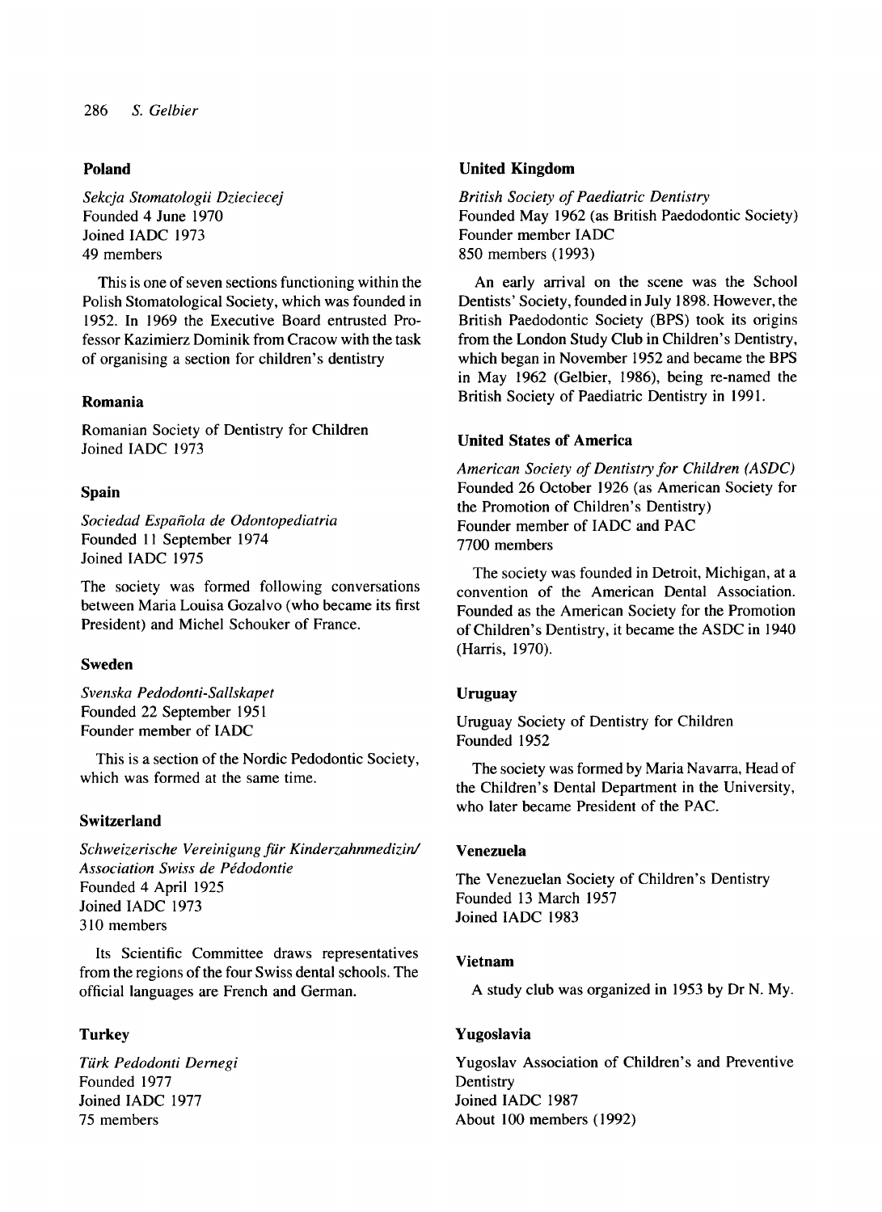### Poland

*Sekcja Stomatologii Dzieciecej*
Founded 4 June 1970
Joined IADC 1973
49 members

This is one of seven sections functioning within the Polish Stomatological Society, which was founded in 1952. In 1969 the Executive Board entrusted Professor Kazimierz Dominik from Cracow with the task of organising a section for children's dentistry

### Romania

Romanian Society of Dentistry for Children
Joined IADC 1973

### Spain

*Sociedad Española de Odontopediatria*
Founded 11 September 1974
Joined IADC 1975

The society was formed following conversations between Maria Louisa Gozalvo (who became its first President) and Michel Schouker of France.

### Sweden

*Svenska Pedodonti-Sallskapet*
Founded 22 September 1951
Founder member of IADC

This is a section of the Nordic Pedodontic Society, which was formed at the same time.

### Switzerland

*Schweizerische Vereinigung für Kinderzahnmedizin/ Association Swiss de Pédodontie*
Founded 4 April 1925
Joined IADC 1973
310 members

Its Scientific Committee draws representatives from the regions of the four Swiss dental schools. The official languages are French and German.

### Turkey

*Türk Pedodonti Dernegi*
Founded 1977
Joined IADC 1977
75 members

### United Kingdom

*British Society of Paediatric Dentistry*
Founded May 1962 (as British Paedodontic Society)
Founder member IADC
850 members (1993)

An early arrival on the scene was the School Dentists' Society, founded in July 1898. However, the British Paedodontic Society (BPS) took its origins from the London Study Club in Children's Dentistry, which began in November 1952 and became the BPS in May 1962 (Gelbier, 1986), being re-named the British Society of Paediatric Dentistry in 1991.

### United States of America

*American Society of Dentistry for Children (ASDC)*
Founded 26 October 1926 (as American Society for the Promotion of Children's Dentistry)
Founder member of IADC and PAC
7700 members

The society was founded in Detroit, Michigan, at a convention of the American Dental Association. Founded as the American Society for the Promotion of Children's Dentistry, it became the ASDC in 1940 (Harris, 1970).

### Uruguay

Uruguay Society of Dentistry for Children
Founded 1952

The society was formed by Maria Navarra, Head of the Children's Dental Department in the University, who later became President of the PAC.

### Venezuela

The Venezuelan Society of Children's Dentistry
Founded 13 March 1957
Joined IADC 1983

### Vietnam

A study club was organized in 1953 by Dr N. My.

### Yugoslavia

Yugoslav Association of Children's and Preventive Dentistry
Joined IADC 1987
About 100 members (1992)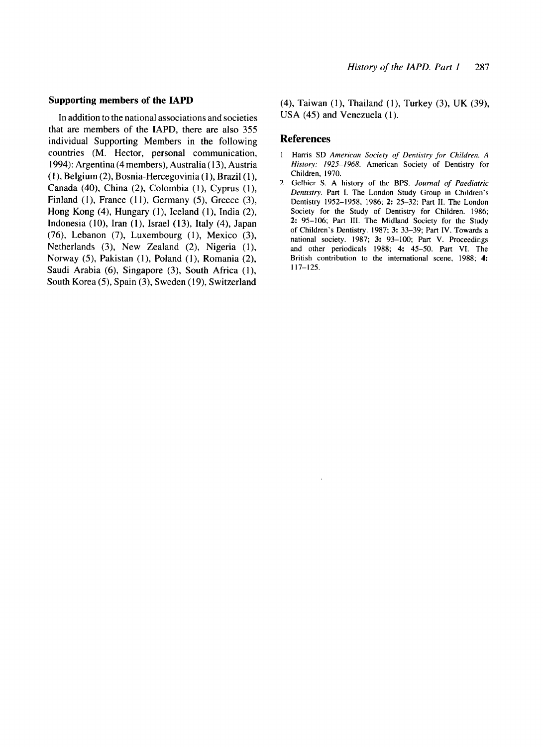### Supporting members of the IAPD

In addition to the national associations and societies that are members of the IAPD, there are also 355 individual Supporting Members in the following countries (M. Hector, personal communication, 1994): Argentina (4 members), Australia (13), Austria (1), Belgium (2), Bosnia-Hercegovinia (1), Brazil (1), Canada (40), China (2), Colombia (1), Cyprus (1), Finland (1), France (11), Germany (5), Greece (3), Hong Kong (4), Hungary (1), Iceland (1), India (2), Indonesia (10), Iran (1), Israel (13), Italy (4), Japan (76), Lebanon (7), Luxembourg (1), Mexico (3), Netherlands (3), New Zealand (2), Nigeria (1), Norway (5), Pakistan (1), Poland (1), Romania (2), Saudi Arabia (6), Singapore (3), South Africa (1), South Korea (5), Spain (3), Sweden (19), Switzerland (4), Taiwan (1), Thailand (1), Turkey (3), UK (39), USA (45) and Venezuela (1).

## References

1. Harris SD *American Society of Dentistry for Children. A History: 1925–1968*. American Society of Dentistry for Children, 1970.
2. Gelbier S. A history of the BPS. *Journal of Paediatric Dentistry*. Part I. The London Study Group in Children's Dentistry 1952–1958, 1986; **2:** 25–32; Part II. The London Society for the Study of Dentistry for Children. 1986; **2:** 95–106; Part III. The Midland Society for the Study of Children's Dentistry. 1987; **3:** 33–39; Part IV. Towards a national society. 1987; **3:** 93–100; Part V. Proceedings and other periodicals 1988; **4:** 45–50. Part VI. The British contribution to the international scene, 1988; **4:** 117–125.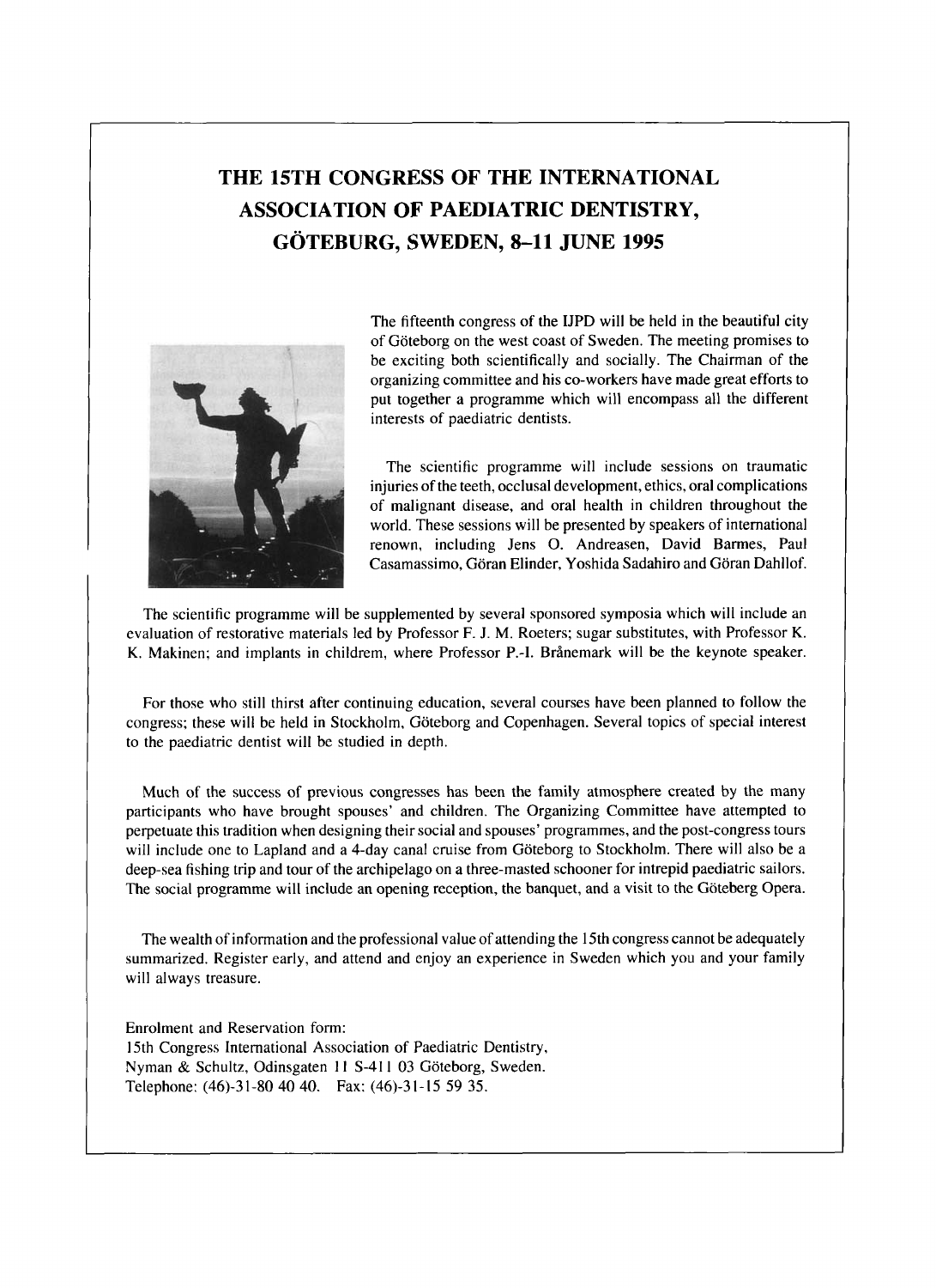# THE 15TH CONGRESS OF THE INTERNATIONAL ASSOCIATION OF PAEDIATRIC DENTISTRY, GÖTEBURG, SWEDEN, 8–11 JUNE 1995

The fifteenth congress of the IJPD will be held in the beautiful city of Göteborg on the west coast of Sweden. The meeting promises to be exciting both scientifically and socially. The Chairman of the organizing committee and his co-workers have made great efforts to put together a programme which will encompass all the different interests of paediatric dentists.

The scientific programme will include sessions on traumatic injuries of the teeth, occlusal development, ethics, oral complications of malignant disease, and oral health in children throughout the world. These sessions will be presented by speakers of international renown, including Jens O. Andreasen, David Barmes, Paul Casamassimo, Göran Elinder, Yoshida Sadahiro and Göran Dahllof.

The scientific programme will be supplemented by several sponsored symposia which will include an evaluation of restorative materials led by Professor F. J. M. Roeters; sugar substitutes, with Professor K. K. Makinen; and implants in childrem, where Professor P.-I. Brånemark will be the keynote speaker.

For those who still thirst after continuing education, several courses have been planned to follow the congress; these will be held in Stockholm, Göteborg and Copenhagen. Several topics of special interest to the paediatric dentist will be studied in depth.

Much of the success of previous congresses has been the family atmosphere created by the many participants who have brought spouses' and children. The Organizing Committee have attempted to perpetuate this tradition when designing their social and spouses' programmes, and the post-congress tours will include one to Lapland and a 4-day canal cruise from Göteborg to Stockholm. There will also be a deep-sea fishing trip and tour of the archipelago on a three-masted schooner for intrepid paediatric sailors. The social programme will include an opening reception, the banquet, and a visit to the Göteberg Opera.

The wealth of information and the professional value of attending the 15th congress cannot be adequately summarized. Register early, and attend and enjoy an experience in Sweden which you and your family will always treasure.

Enrolment and Reservation form:
15th Congress International Association of Paediatric Dentistry,
Nyman & Schultz, Odinsgaten 11 S-411 03 Göteborg, Sweden.
Telephone: (46)-31-80 40 40. Fax: (46)-31-15 59 35.